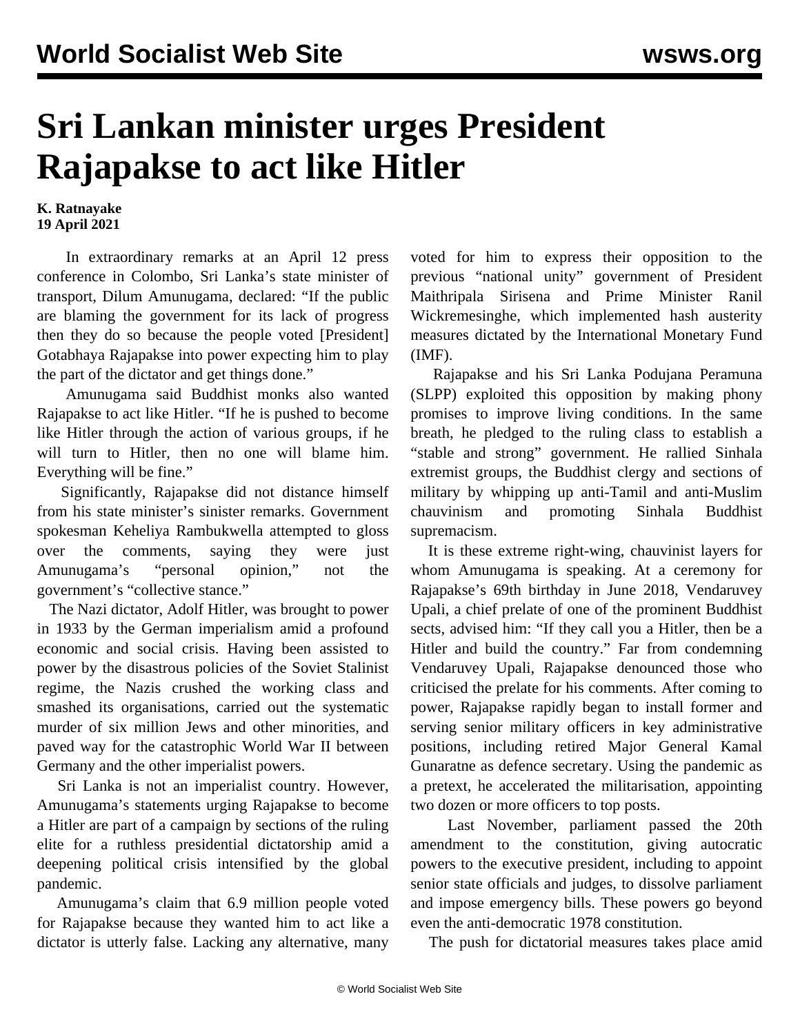# Sri Lankan minister urges President Rajapakse to act like Hitler

**K. Ratnayake**
**19 April 2021**

In extraordinary remarks at an April 12 press conference in Colombo, Sri Lanka's state minister of transport, Dilum Amunugama, declared: "If the public are blaming the government for its lack of progress then they do so because the people voted [President] Gotabhaya Rajapakse into power expecting him to play the part of the dictator and get things done."

Amunugama said Buddhist monks also wanted Rajapakse to act like Hitler. "If he is pushed to become like Hitler through the action of various groups, if he will turn to Hitler, then no one will blame him. Everything will be fine."

Significantly, Rajapakse did not distance himself from his state minister's sinister remarks. Government spokesman Keheliya Rambukwella attempted to gloss over the comments, saying they were just Amunugama's "personal opinion," not the government's "collective stance."

The Nazi dictator, Adolf Hitler, was brought to power in 1933 by the German imperialism amid a profound economic and social crisis. Having been assisted to power by the disastrous policies of the Soviet Stalinist regime, the Nazis crushed the working class and smashed its organisations, carried out the systematic murder of six million Jews and other minorities, and paved way for the catastrophic World War II between Germany and the other imperialist powers.

Sri Lanka is not an imperialist country. However, Amunugama's statements urging Rajapakse to become a Hitler are part of a campaign by sections of the ruling elite for a ruthless presidential dictatorship amid a deepening political crisis intensified by the global pandemic.

Amunugama's claim that 6.9 million people voted for Rajapakse because they wanted him to act like a dictator is utterly false. Lacking any alternative, many voted for him to express their opposition to the previous "national unity" government of President Maithripala Sirisena and Prime Minister Ranil Wickremesinghe, which implemented hash austerity measures dictated by the International Monetary Fund (IMF).

Rajapakse and his Sri Lanka Podujana Peramuna (SLPP) exploited this opposition by making phony promises to improve living conditions. In the same breath, he pledged to the ruling class to establish a "stable and strong" government. He rallied Sinhala extremist groups, the Buddhist clergy and sections of military by whipping up anti-Tamil and anti-Muslim chauvinism and promoting Sinhala Buddhist supremacism.

It is these extreme right-wing, chauvinist layers for whom Amunugama is speaking. At a ceremony for Rajapakse's 69th birthday in June 2018, Vendaruvey Upali, a chief prelate of one of the prominent Buddhist sects, advised him: "If they call you a Hitler, then be a Hitler and build the country." Far from condemning Vendaruvey Upali, Rajapakse denounced those who criticised the prelate for his comments. After coming to power, Rajapakse rapidly began to install former and serving senior military officers in key administrative positions, including retired Major General Kamal Gunaratne as defence secretary. Using the pandemic as a pretext, he accelerated the militarisation, appointing two dozen or more officers to top posts.

Last November, parliament passed the 20th amendment to the constitution, giving autocratic powers to the executive president, including to appoint senior state officials and judges, to dissolve parliament and impose emergency bills. These powers go beyond even the anti-democratic 1978 constitution.

The push for dictatorial measures takes place amid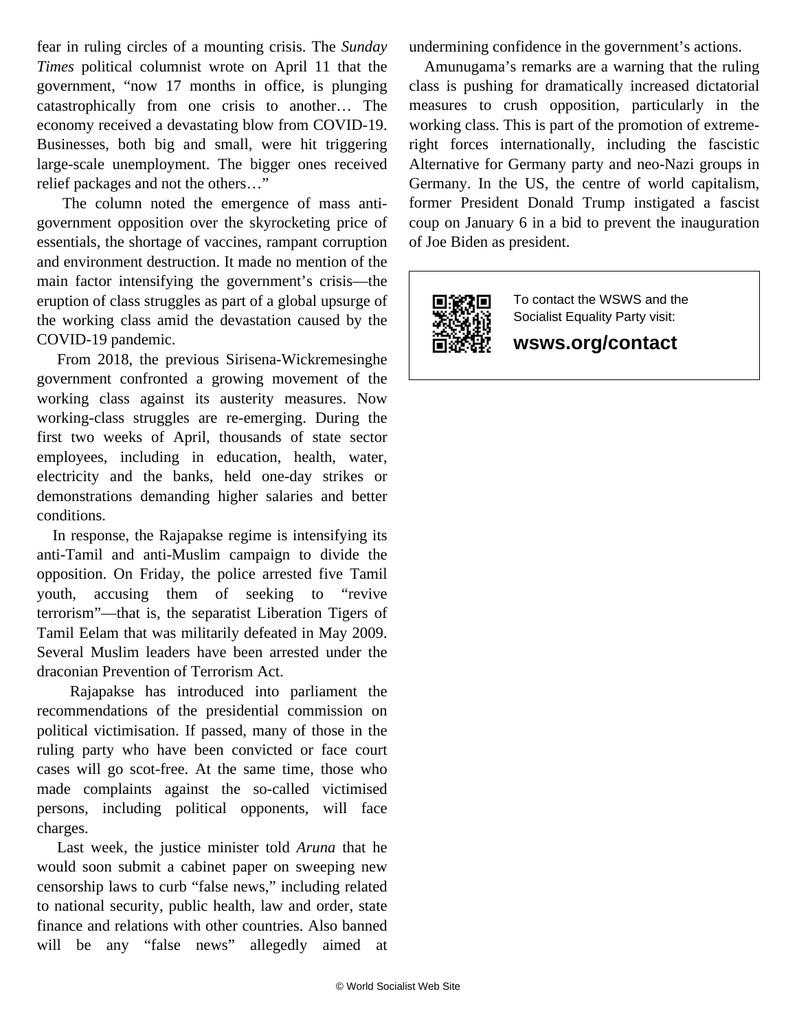fear in ruling circles of a mounting crisis. The *Sunday Times* political columnist wrote on April 11 that the government, "now 17 months in office, is plunging catastrophically from one crisis to another… The economy received a devastating blow from COVID-19. Businesses, both big and small, were hit triggering large-scale unemployment. The bigger ones received relief packages and not the others…"

The column noted the emergence of mass anti-government opposition over the skyrocketing price of essentials, the shortage of vaccines, rampant corruption and environment destruction. It made no mention of the main factor intensifying the government's crisis—the eruption of class struggles as part of a global upsurge of the working class amid the devastation caused by the COVID-19 pandemic.

From 2018, the previous Sirisena-Wickremesinghe government confronted a growing movement of the working class against its austerity measures. Now working-class struggles are re-emerging. During the first two weeks of April, thousands of state sector employees, including in education, health, water, electricity and the banks, held one-day strikes or demonstrations demanding higher salaries and better conditions.

In response, the Rajapakse regime is intensifying its anti-Tamil and anti-Muslim campaign to divide the opposition. On Friday, the police arrested five Tamil youth, accusing them of seeking to "revive terrorism"—that is, the separatist Liberation Tigers of Tamil Eelam that was militarily defeated in May 2009. Several Muslim leaders have been arrested under the draconian Prevention of Terrorism Act.

Rajapakse has introduced into parliament the recommendations of the presidential commission on political victimisation. If passed, many of those in the ruling party who have been convicted or face court cases will go scot-free. At the same time, those who made complaints against the so-called victimised persons, including political opponents, will face charges.

Last week, the justice minister told *Aruna* that he would soon submit a cabinet paper on sweeping new censorship laws to curb "false news," including related to national security, public health, law and order, state finance and relations with other countries. Also banned will be any "false news" allegedly aimed at undermining confidence in the government's actions.

Amunugama's remarks are a warning that the ruling class is pushing for dramatically increased dictatorial measures to crush opposition, particularly in the working class. This is part of the promotion of extreme-right forces internationally, including the fascistic Alternative for Germany party and neo-Nazi groups in Germany. In the US, the centre of world capitalism, former President Donald Trump instigated a fascist coup on January 6 in a bid to prevent the inauguration of Joe Biden as president.

To contact the WSWS and the Socialist Equality Party visit:

**wsws.org/contact**